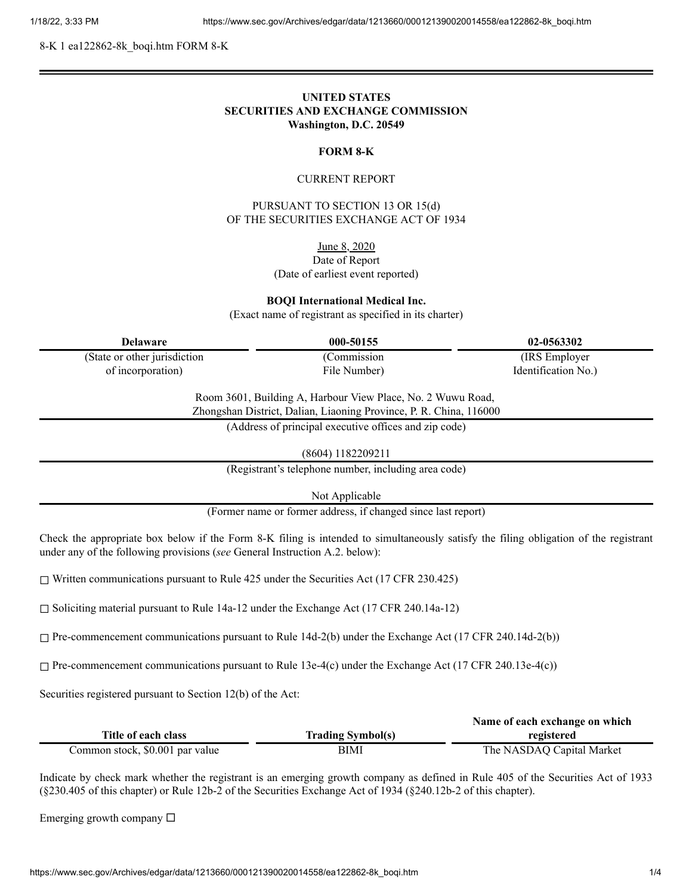8-K 1 ea122862-8k_boqi.htm FORM 8-K

**UNITED STATES**
**SECURITIES AND EXCHANGE COMMISSION**
**Washington, D.C. 20549**

**FORM 8-K**

CURRENT REPORT

PURSUANT TO SECTION 13 OR 15(d)
OF THE SECURITIES EXCHANGE ACT OF 1934

June 8, 2020
Date of Report
(Date of earliest event reported)

**BOQI International Medical Inc.**
(Exact name of registrant as specified in its charter)

| **Delaware** | **000-50155** | **02-0563302** |
|---|---|---|
| (State or other jurisdiction of incorporation) | (Commission File Number) | (IRS Employer Identification No.) |

Room 3601, Building A, Harbour View Place, No. 2 Wuwu Road,
Zhongshan District, Dalian, Liaoning Province, P. R. China, 116000
(Address of principal executive offices and zip code)

(8604) 1182209211
(Registrant's telephone number, including area code)

Not Applicable
(Former name or former address, if changed since last report)

Check the appropriate box below if the Form 8-K filing is intended to simultaneously satisfy the filing obligation of the registrant under any of the following provisions (*see* General Instruction A.2. below):

☐ Written communications pursuant to Rule 425 under the Securities Act (17 CFR 230.425)

☐ Soliciting material pursuant to Rule 14a-12 under the Exchange Act (17 CFR 240.14a-12)

☐ Pre-commencement communications pursuant to Rule 14d-2(b) under the Exchange Act (17 CFR 240.14d-2(b))

☐ Pre-commencement communications pursuant to Rule 13e-4(c) under the Exchange Act (17 CFR 240.13e-4(c))

Securities registered pursuant to Section 12(b) of the Act:

| **Title of each class** | **Trading Symbol(s)** | **Name of each exchange on which registered** |
|---|---|---|
| Common stock, $0.001 par value | BIMI | The NASDAQ Capital Market |

Indicate by check mark whether the registrant is an emerging growth company as defined in Rule 405 of the Securities Act of 1933 (§230.405 of this chapter) or Rule 12b-2 of the Securities Exchange Act of 1934 (§240.12b-2 of this chapter).

Emerging growth company ☐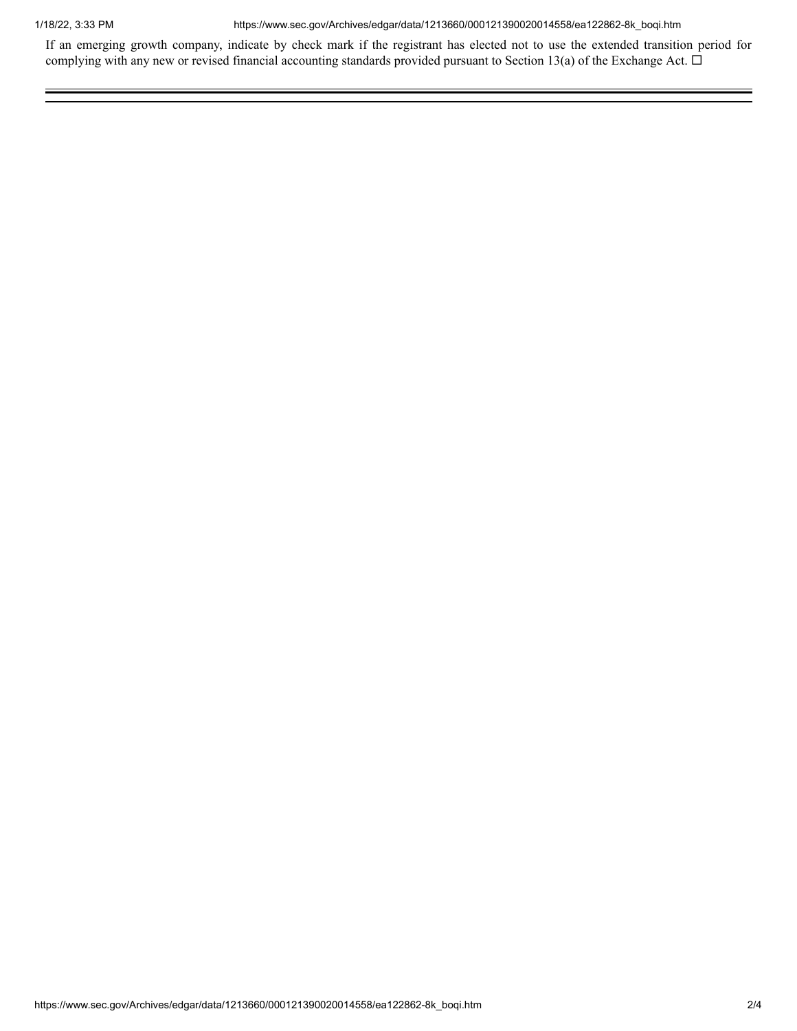If an emerging growth company, indicate by check mark if the registrant has elected not to use the extended transition period for complying with any new or revised financial accounting standards provided pursuant to Section 13(a) of the Exchange Act. ☐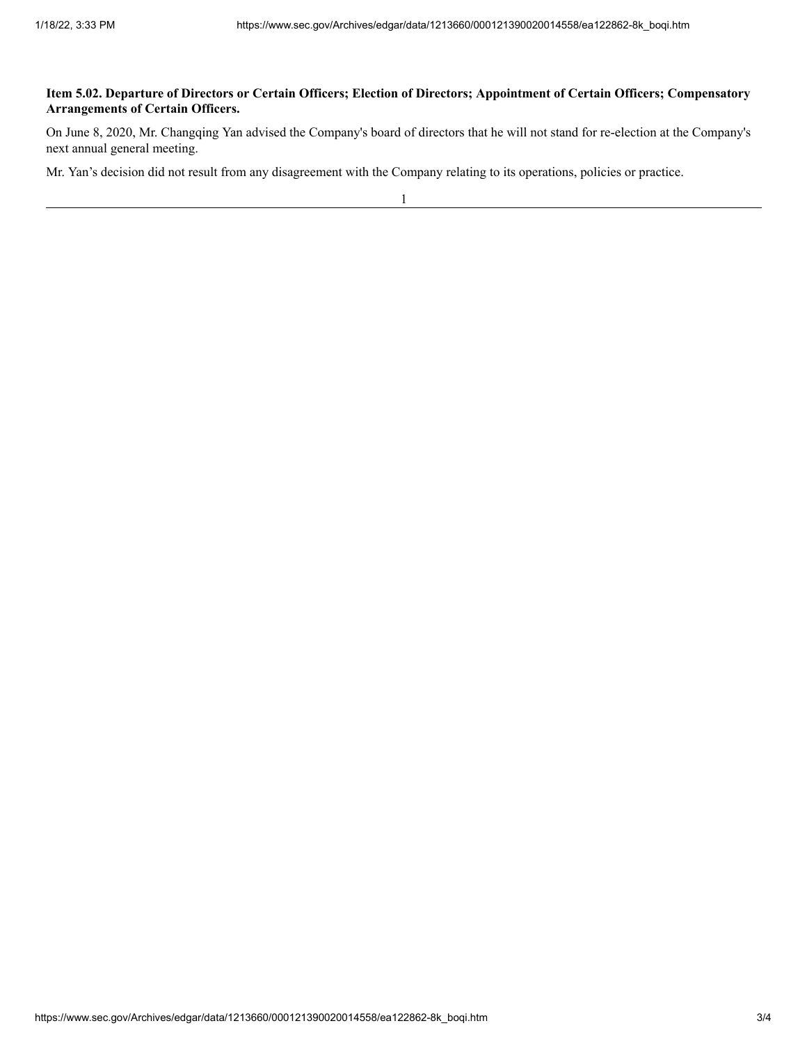**Item 5.02. Departure of Directors or Certain Officers; Election of Directors; Appointment of Certain Officers; Compensatory Arrangements of Certain Officers.**

On June 8, 2020, Mr. Changqing Yan advised the Company's board of directors that he will not stand for re-election at the Company's next annual general meeting.

Mr. Yan's decision did not result from any disagreement with the Company relating to its operations, policies or practice.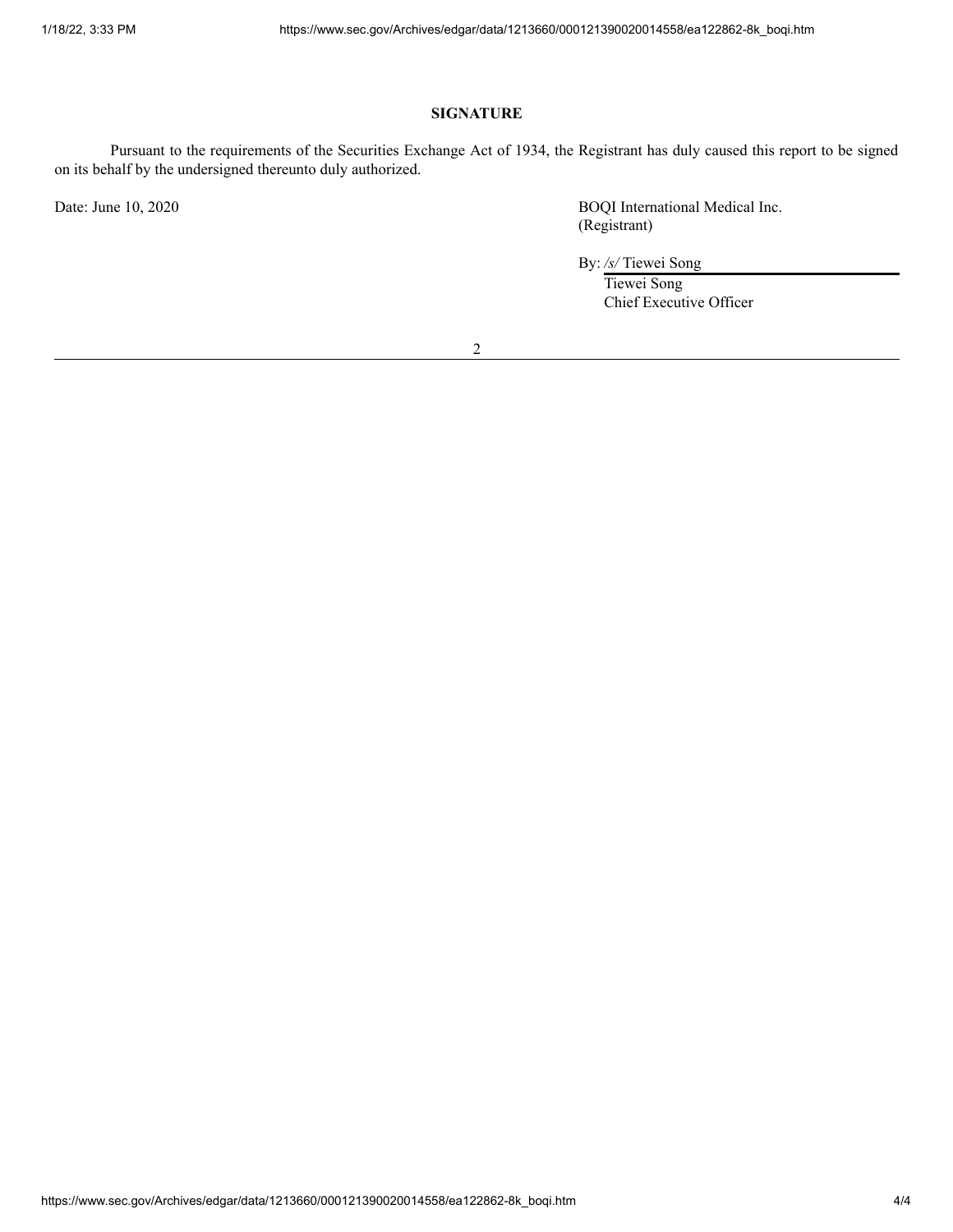## SIGNATURE

Pursuant to the requirements of the Securities Exchange Act of 1934, the Registrant has duly caused this report to be signed on its behalf by the undersigned thereunto duly authorized.

Date: June 10, 2020

BOQI International Medical Inc.
(Registrant)

By: */s/* Tiewei Song
Tiewei Song
Chief Executive Officer